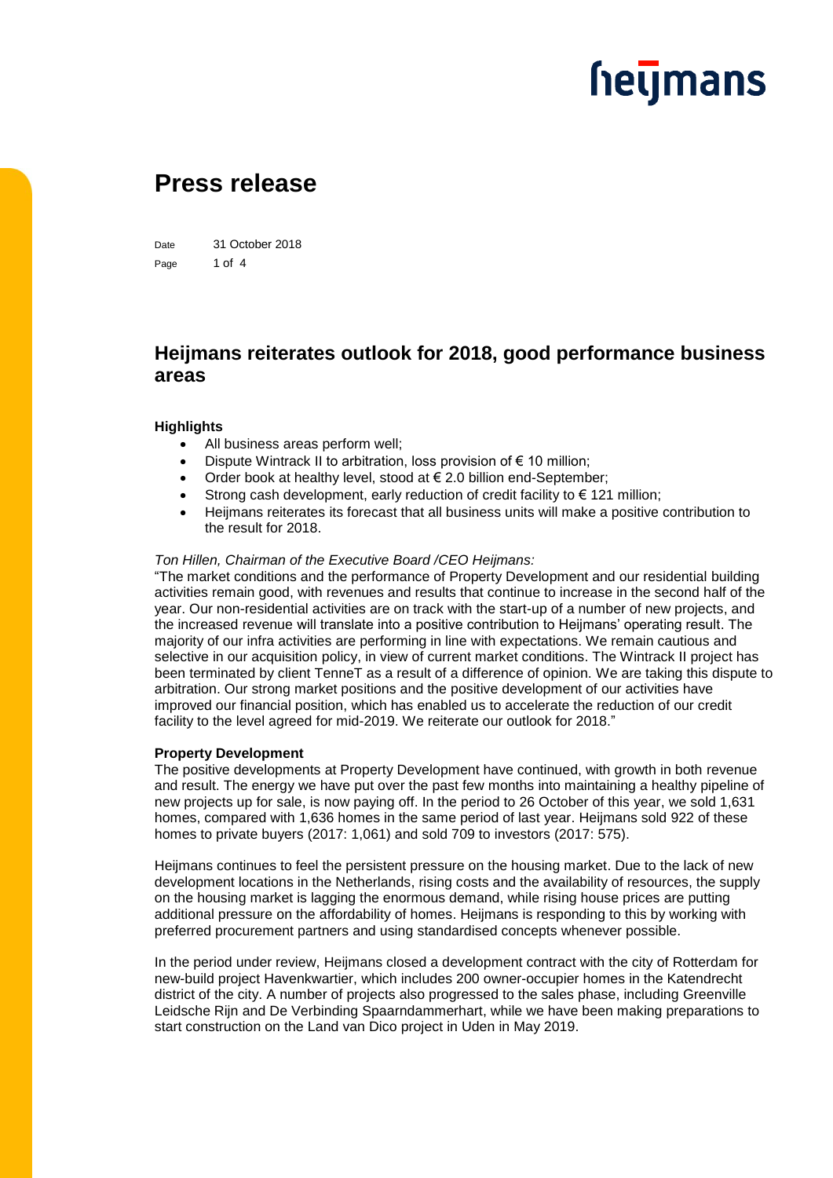# Press release

Date 31 October 2018

## Heijmans reiterates outlook for 2018, good performance business areas

**Highlights**

- All business areas perform well;
- Dispute Wintrack II to arbitration, loss provision of € 10 million;
- Order book at healthy level, stood at € 2.0 billion end-September;
- Strong cash development, early reduction of credit facility to € 121 million;
- Heijmans reiterates its forecast that all business units will make a positive contribution to the result for 2018.

*Ton Hillen, Chairman of the Executive Board /CEO Heijmans:*

"The market conditions and the performance of Property Development and our residential building activities remain good, with revenues and results that continue to increase in the second half of the year. Our non-residential activities are on track with the start-up of a number of new projects, and the increased revenue will translate into a positive contribution to Heijmans' operating result. The majority of our infra activities are performing in line with expectations. We remain cautious and selective in our acquisition policy, in view of current market conditions. The Wintrack II project has been terminated by client TenneT as a result of a difference of opinion. We are taking this dispute to arbitration. Our strong market positions and the positive development of our activities have improved our financial position, which has enabled us to accelerate the reduction of our credit facility to the level agreed for mid-2019. We reiterate our outlook for 2018."

**Property Development**

The positive developments at Property Development have continued, with growth in both revenue and result. The energy we have put over the past few months into maintaining a healthy pipeline of new projects up for sale, is now paying off. In the period to 26 October of this year, we sold 1,631 homes, compared with 1,636 homes in the same period of last year. Heijmans sold 922 of these homes to private buyers (2017: 1,061) and sold 709 to investors (2017: 575).

Heijmans continues to feel the persistent pressure on the housing market. Due to the lack of new development locations in the Netherlands, rising costs and the availability of resources, the supply on the housing market is lagging the enormous demand, while rising house prices are putting additional pressure on the affordability of homes. Heijmans is responding to this by working with preferred procurement partners and using standardised concepts whenever possible.

In the period under review, Heijmans closed a development contract with the city of Rotterdam for new-build project Havenkwartier, which includes 200 owner-occupier homes in the Katendrecht district of the city. A number of projects also progressed to the sales phase, including Greenville Leidsche Rijn and De Verbinding Spaarndammerhart, while we have been making preparations to start construction on the Land van Dico project in Uden in May 2019.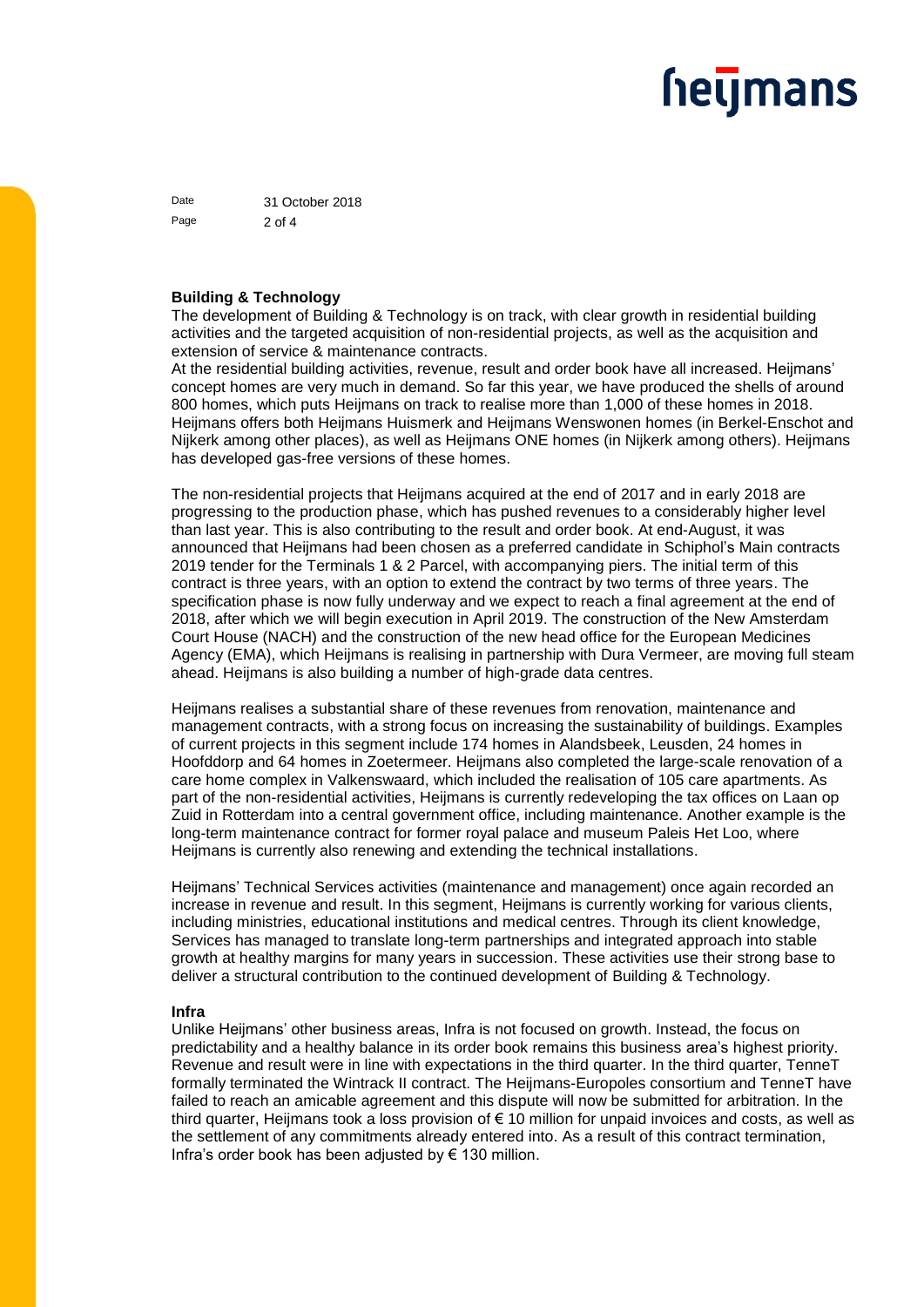## Building & Technology

The development of Building & Technology is on track, with clear growth in residential building activities and the targeted acquisition of non-residential projects, as well as the acquisition and extension of service & maintenance contracts.

At the residential building activities, revenue, result and order book have all increased. Heijmans' concept homes are very much in demand. So far this year, we have produced the shells of around 800 homes, which puts Heijmans on track to realise more than 1,000 of these homes in 2018. Heijmans offers both Heijmans Huismerk and Heijmans Wenswonen homes (in Berkel-Enschot and Nijkerk among other places), as well as Heijmans ONE homes (in Nijkerk among others). Heijmans has developed gas-free versions of these homes.

The non-residential projects that Heijmans acquired at the end of 2017 and in early 2018 are progressing to the production phase, which has pushed revenues to a considerably higher level than last year. This is also contributing to the result and order book. At end-August, it was announced that Heijmans had been chosen as a preferred candidate in Schiphol's Main contracts 2019 tender for the Terminals 1 & 2 Parcel, with accompanying piers. The initial term of this contract is three years, with an option to extend the contract by two terms of three years. The specification phase is now fully underway and we expect to reach a final agreement at the end of 2018, after which we will begin execution in April 2019. The construction of the New Amsterdam Court House (NACH) and the construction of the new head office for the European Medicines Agency (EMA), which Heijmans is realising in partnership with Dura Vermeer, are moving full steam ahead. Heijmans is also building a number of high-grade data centres.

Heijmans realises a substantial share of these revenues from renovation, maintenance and management contracts, with a strong focus on increasing the sustainability of buildings. Examples of current projects in this segment include 174 homes in Alandsbeek, Leusden, 24 homes in Hoofddorp and 64 homes in Zoetermeer. Heijmans also completed the large-scale renovation of a care home complex in Valkenswaard, which included the realisation of 105 care apartments. As part of the non-residential activities, Heijmans is currently redeveloping the tax offices on Laan op Zuid in Rotterdam into a central government office, including maintenance. Another example is the long-term maintenance contract for former royal palace and museum Paleis Het Loo, where Heijmans is currently also renewing and extending the technical installations.

Heijmans' Technical Services activities (maintenance and management) once again recorded an increase in revenue and result. In this segment, Heijmans is currently working for various clients, including ministries, educational institutions and medical centres. Through its client knowledge, Services has managed to translate long-term partnerships and integrated approach into stable growth at healthy margins for many years in succession. These activities use their strong base to deliver a structural contribution to the continued development of Building & Technology.

## Infra

Unlike Heijmans' other business areas, Infra is not focused on growth. Instead, the focus on predictability and a healthy balance in its order book remains this business area's highest priority. Revenue and result were in line with expectations in the third quarter. In the third quarter, TenneT formally terminated the Wintrack II contract. The Heijmans-Europoles consortium and TenneT have failed to reach an amicable agreement and this dispute will now be submitted for arbitration. In the third quarter, Heijmans took a loss provision of € 10 million for unpaid invoices and costs, as well as the settlement of any commitments already entered into. As a result of this contract termination, Infra's order book has been adjusted by € 130 million.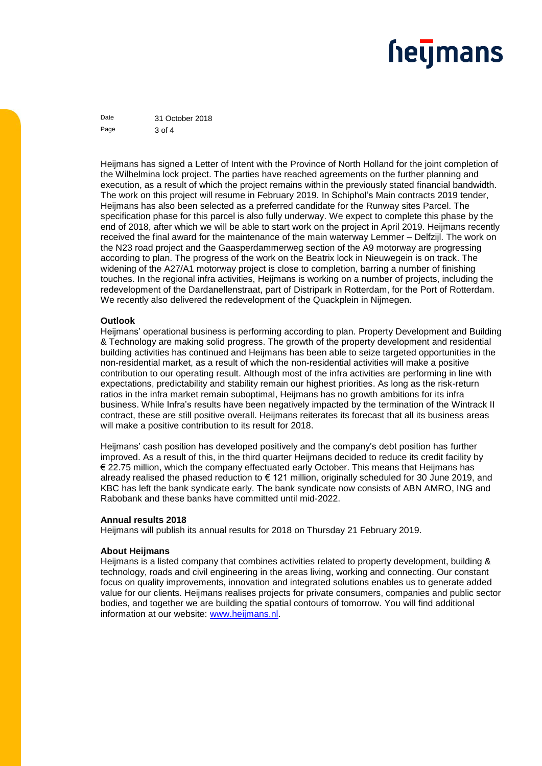Heijmans has signed a Letter of Intent with the Province of North Holland for the joint completion of the Wilhelmina lock project. The parties have reached agreements on the further planning and execution, as a result of which the project remains within the previously stated financial bandwidth. The work on this project will resume in February 2019. In Schiphol's Main contracts 2019 tender, Heijmans has also been selected as a preferred candidate for the Runway sites Parcel. The specification phase for this parcel is also fully underway. We expect to complete this phase by the end of 2018, after which we will be able to start work on the project in April 2019. Heijmans recently received the final award for the maintenance of the main waterway Lemmer – Delfzijl. The work on the N23 road project and the Gaasperdammerweg section of the A9 motorway are progressing according to plan. The progress of the work on the Beatrix lock in Nieuwegein is on track. The widening of the A27/A1 motorway project is close to completion, barring a number of finishing touches. In the regional infra activities, Heijmans is working on a number of projects, including the redevelopment of the Dardanellenstraat, part of Distripark in Rotterdam, for the Port of Rotterdam. We recently also delivered the redevelopment of the Quackplein in Nijmegen.

**Outlook**

Heijmans' operational business is performing according to plan. Property Development and Building & Technology are making solid progress. The growth of the property development and residential building activities has continued and Heijmans has been able to seize targeted opportunities in the non-residential market, as a result of which the non-residential activities will make a positive contribution to our operating result. Although most of the infra activities are performing in line with expectations, predictability and stability remain our highest priorities. As long as the risk-return ratios in the infra market remain suboptimal, Heijmans has no growth ambitions for its infra business. While Infra's results have been negatively impacted by the termination of the Wintrack II contract, these are still positive overall. Heijmans reiterates its forecast that all its business areas will make a positive contribution to its result for 2018.

Heijmans' cash position has developed positively and the company's debt position has further improved. As a result of this, in the third quarter Heijmans decided to reduce its credit facility by € 22.75 million, which the company effectuated early October. This means that Heijmans has already realised the phased reduction to € 121 million, originally scheduled for 30 June 2019, and KBC has left the bank syndicate early. The bank syndicate now consists of ABN AMRO, ING and Rabobank and these banks have committed until mid-2022.

**Annual results 2018**

Heijmans will publish its annual results for 2018 on Thursday 21 February 2019.

**About Heijmans**

Heijmans is a listed company that combines activities related to property development, building & technology, roads and civil engineering in the areas living, working and connecting. Our constant focus on quality improvements, innovation and integrated solutions enables us to generate added value for our clients. Heijmans realises projects for private consumers, companies and public sector bodies, and together we are building the spatial contours of tomorrow. You will find additional information at our website: [www.heijmans.nl](www.heijmans.nl).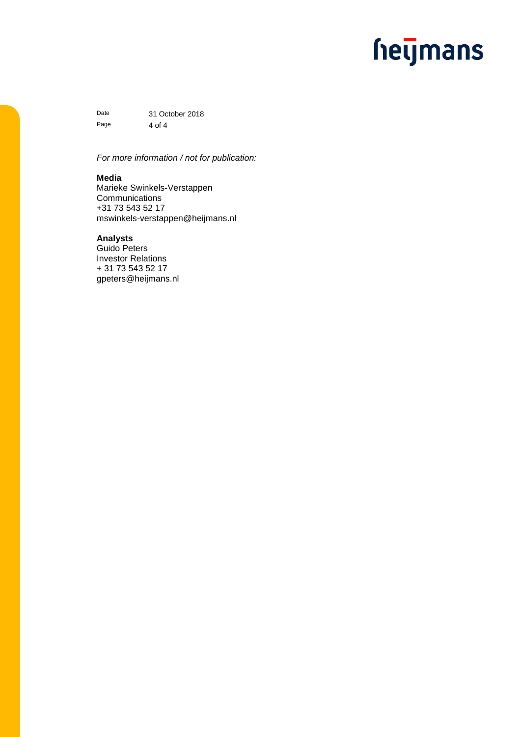*For more information / not for publication:*

**Media**
Marieke Swinkels-Verstappen
Communications
+31 73 543 52 17
mswinkels-verstappen@heijmans.nl

**Analysts**
Guido Peters
Investor Relations
+ 31 73 543 52 17
gpeters@heijmans.nl